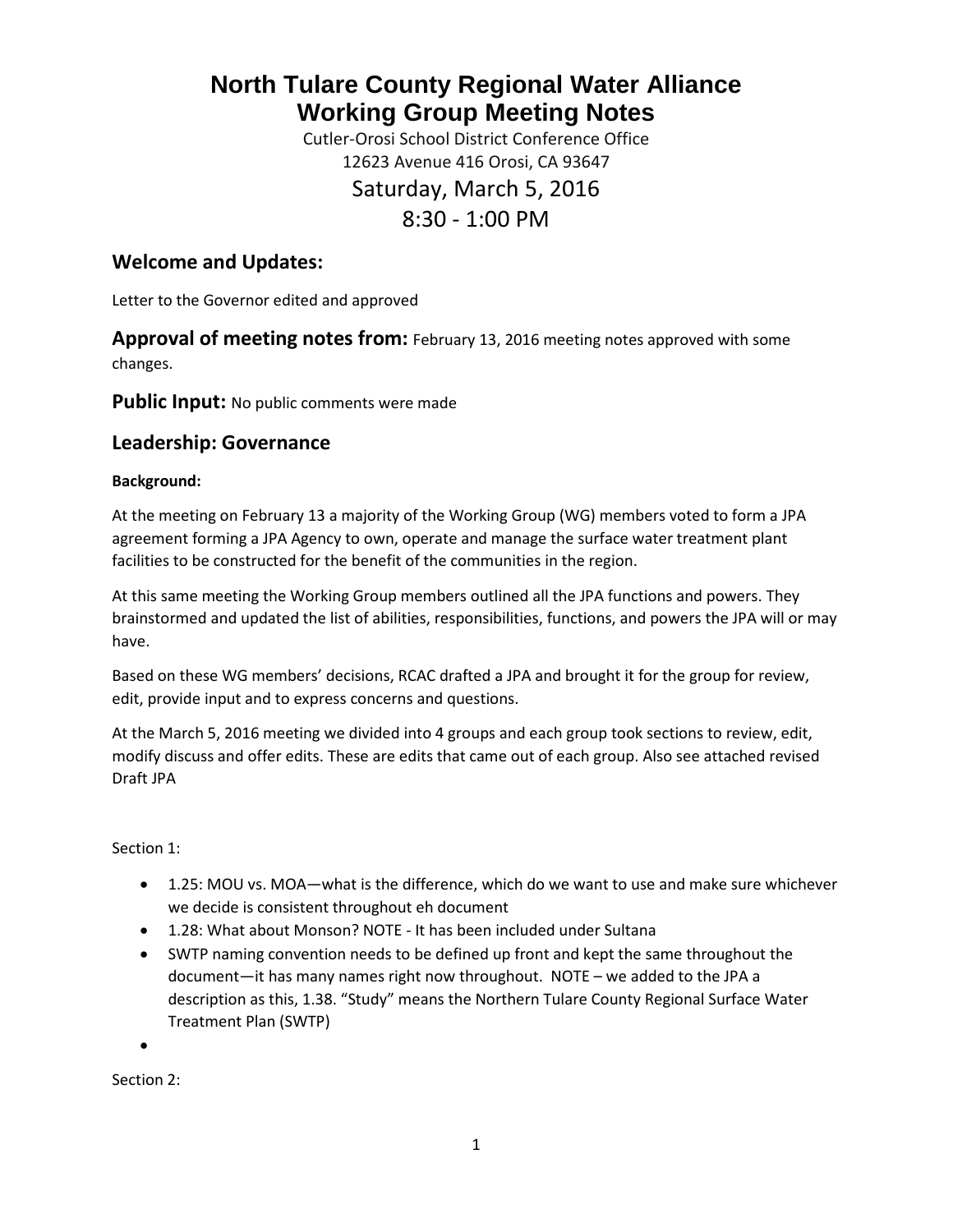# North Tulare County Regional Water Alliance
# Working Group Meeting Notes

Cutler-Orosi School District Conference Office
12623 Avenue 416 Orosi, CA 93647

Saturday, March 5, 2016

8:30 - 1:00 PM

## Welcome and Updates:

Letter to the Governor edited and approved

**Approval of meeting notes from:** February 13, 2016 meeting notes approved with some changes.

**Public Input:** No public comments were made

## Leadership: Governance

**Background:**

At the meeting on February 13 a majority of the Working Group (WG) members voted to form a JPA agreement forming a JPA Agency to own, operate and manage the surface water treatment plant facilities to be constructed for the benefit of the communities in the region.

At this same meeting the Working Group members outlined all the JPA functions and powers. They brainstormed and updated the list of abilities, responsibilities, functions, and powers the JPA will or may have.

Based on these WG members' decisions, RCAC drafted a JPA and brought it for the group for review, edit, provide input and to express concerns and questions.

At the March 5, 2016 meeting we divided into 4 groups and each group took sections to review, edit, modify discuss and offer edits. These are edits that came out of each group. Also see attached revised Draft JPA

Section 1:

- 1.25: MOU vs. MOA—what is the difference, which do we want to use and make sure whichever we decide is consistent throughout eh document
- 1.28: What about Monson? NOTE - It has been included under Sultana
- SWTP naming convention needs to be defined up front and kept the same throughout the document—it has many names right now throughout. NOTE – we added to the JPA a description as this, 1.38. "Study" means the Northern Tulare County Regional Surface Water Treatment Plan (SWTP)
- 

Section 2: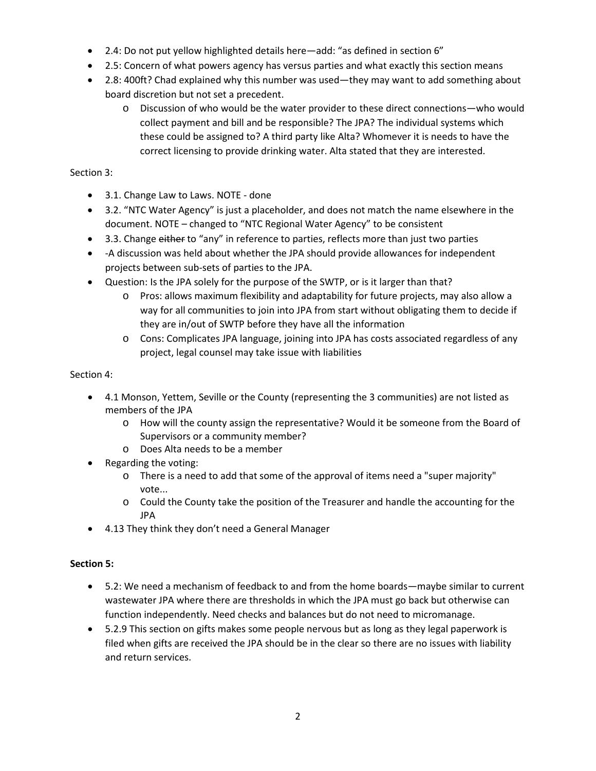- 2.4: Do not put yellow highlighted details here—add: “as defined in section 6”
- 2.5: Concern of what powers agency has versus parties and what exactly this section means
- 2.8: 400ft? Chad explained why this number was used—they may want to add something about board discretion but not set a precedent.
  - Discussion of who would be the water provider to these direct connections—who would collect payment and bill and be responsible? The JPA? The individual systems which these could be assigned to? A third party like Alta? Whomever it is needs to have the correct licensing to provide drinking water. Alta stated that they are interested.

Section 3:

- 3.1. Change Law to Laws. NOTE - done
- 3.2. “NTC Water Agency” is just a placeholder, and does not match the name elsewhere in the document. NOTE – changed to “NTC Regional Water Agency” to be consistent
- 3.3. Change ~~either~~ to “any” in reference to parties, reflects more than just two parties
- -A discussion was held about whether the JPA should provide allowances for independent projects between sub-sets of parties to the JPA.
- Question: Is the JPA solely for the purpose of the SWTP, or is it larger than that?
  - Pros: allows maximum flexibility and adaptability for future projects, may also allow a way for all communities to join into JPA from start without obligating them to decide if they are in/out of SWTP before they have all the information
  - Cons: Complicates JPA language, joining into JPA has costs associated regardless of any project, legal counsel may take issue with liabilities

Section 4:

- 4.1 Monson, Yettem, Seville or the County (representing the 3 communities) are not listed as members of the JPA
  - How will the county assign the representative? Would it be someone from the Board of Supervisors or a community member?
  - Does Alta needs to be a member
- Regarding the voting:
  - There is a need to add that some of the approval of items need a "super majority" vote...
  - Could the County take the position of the Treasurer and handle the accounting for the JPA
- 4.13 They think they don’t need a General Manager

**Section 5:**

- 5.2: We need a mechanism of feedback to and from the home boards—maybe similar to current wastewater JPA where there are thresholds in which the JPA must go back but otherwise can function independently. Need checks and balances but do not need to micromanage.
- 5.2.9 This section on gifts makes some people nervous but as long as they legal paperwork is filed when gifts are received the JPA should be in the clear so there are no issues with liability and return services.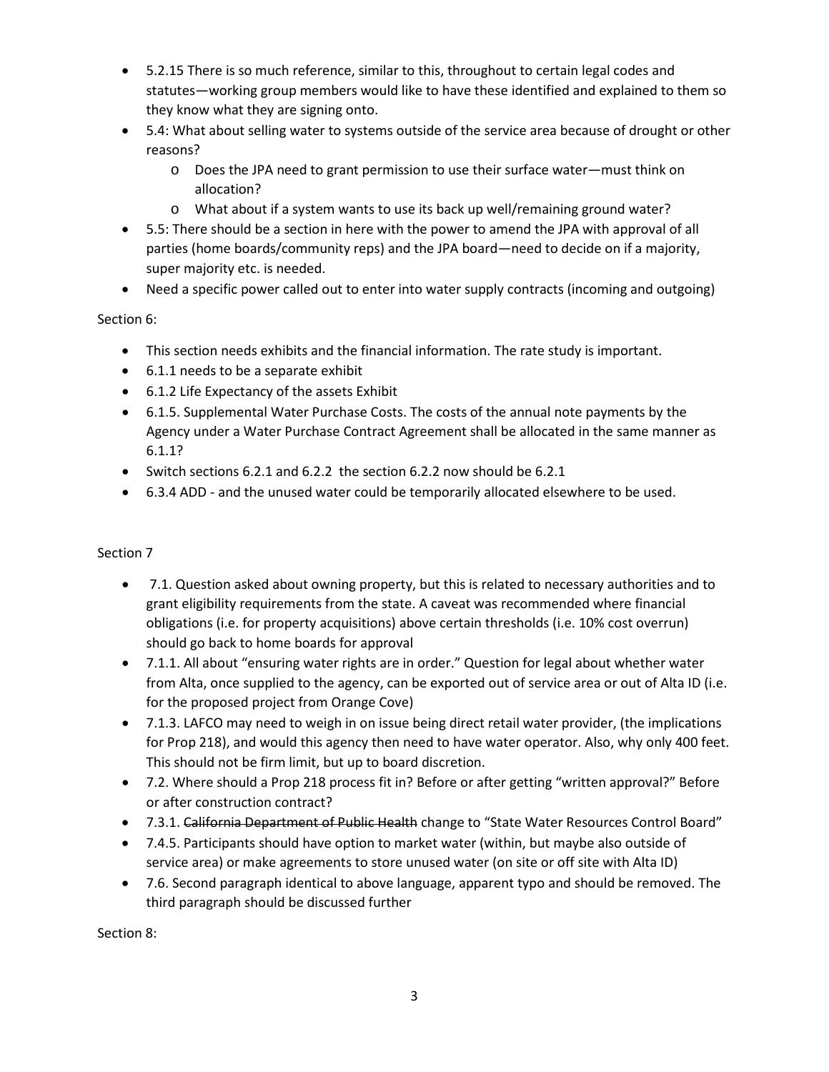- 5.2.15 There is so much reference, similar to this, throughout to certain legal codes and statutes—working group members would like to have these identified and explained to them so they know what they are signing onto.
- 5.4: What about selling water to systems outside of the service area because of drought or other reasons?
  - Does the JPA need to grant permission to use their surface water—must think on allocation?
  - What about if a system wants to use its back up well/remaining ground water?
- 5.5: There should be a section in here with the power to amend the JPA with approval of all parties (home boards/community reps) and the JPA board—need to decide on if a majority, super majority etc. is needed.
- Need a specific power called out to enter into water supply contracts (incoming and outgoing)

Section 6:

- This section needs exhibits and the financial information. The rate study is important.
- 6.1.1 needs to be a separate exhibit
- 6.1.2 Life Expectancy of the assets Exhibit
- 6.1.5. Supplemental Water Purchase Costs. The costs of the annual note payments by the Agency under a Water Purchase Contract Agreement shall be allocated in the same manner as 6.1.1?
- Switch sections 6.2.1 and 6.2.2 the section 6.2.2 now should be 6.2.1
- 6.3.4 ADD - and the unused water could be temporarily allocated elsewhere to be used.

Section 7

- 7.1. Question asked about owning property, but this is related to necessary authorities and to grant eligibility requirements from the state. A caveat was recommended where financial obligations (i.e. for property acquisitions) above certain thresholds (i.e. 10% cost overrun) should go back to home boards for approval
- 7.1.1. All about "ensuring water rights are in order." Question for legal about whether water from Alta, once supplied to the agency, can be exported out of service area or out of Alta ID (i.e. for the proposed project from Orange Cove)
- 7.1.3. LAFCO may need to weigh in on issue being direct retail water provider, (the implications for Prop 218), and would this agency then need to have water operator. Also, why only 400 feet. This should not be firm limit, but up to board discretion.
- 7.2. Where should a Prop 218 process fit in? Before or after getting "written approval?" Before or after construction contract?
- 7.3.1. ~~California Department of Public Health~~ change to "State Water Resources Control Board"
- 7.4.5. Participants should have option to market water (within, but maybe also outside of service area) or make agreements to store unused water (on site or off site with Alta ID)
- 7.6. Second paragraph identical to above language, apparent typo and should be removed. The third paragraph should be discussed further

Section 8: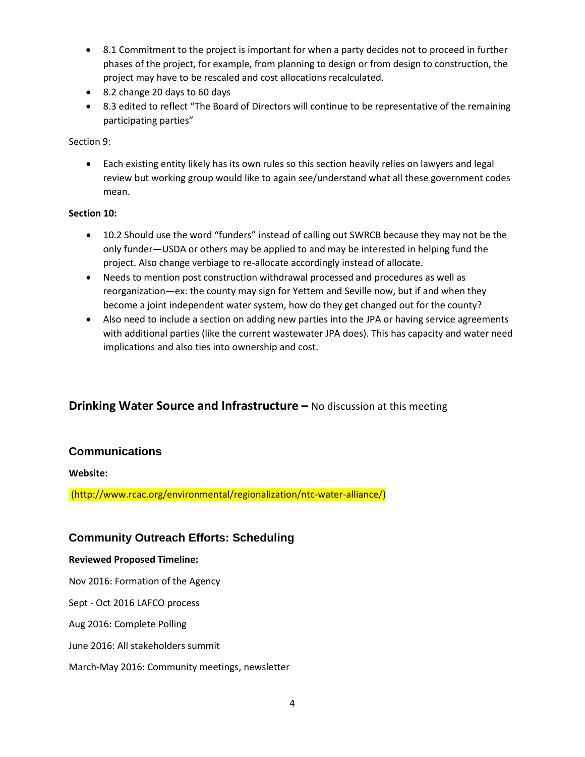- 8.1 Commitment to the project is important for when a party decides not to proceed in further phases of the project, for example, from planning to design or from design to construction, the project may have to be rescaled and cost allocations recalculated.
- 8.2 change 20 days to 60 days
- 8.3 edited to reflect "The Board of Directors will continue to be representative of the remaining participating parties"

Section 9:

- Each existing entity likely has its own rules so this section heavily relies on lawyers and legal review but working group would like to again see/understand what all these government codes mean.

**Section 10:**

- 10.2 Should use the word "funders" instead of calling out SWRCB because they may not be the only funder—USDA or others may be applied to and may be interested in helping fund the project. Also change verbiage to re-allocate accordingly instead of allocate.
- Needs to mention post construction withdrawal processed and procedures as well as reorganization—ex: the county may sign for Yettem and Seville now, but if and when they become a joint independent water system, how do they get changed out for the county?
- Also need to include a section on adding new parties into the JPA or having service agreements with additional parties (like the current wastewater JPA does). This has capacity and water need implications and also ties into ownership and cost.

## **Drinking Water Source and Infrastructure –** No discussion at this meeting

## Communications

**Website:**

(http://www.rcac.org/environmental/regionalization/ntc-water-alliance/)

## Community Outreach Efforts: Scheduling

**Reviewed Proposed Timeline:**

Nov 2016: Formation of the Agency

Sept - Oct 2016 LAFCO process

Aug 2016: Complete Polling

June 2016: All stakeholders summit

March-May 2016: Community meetings, newsletter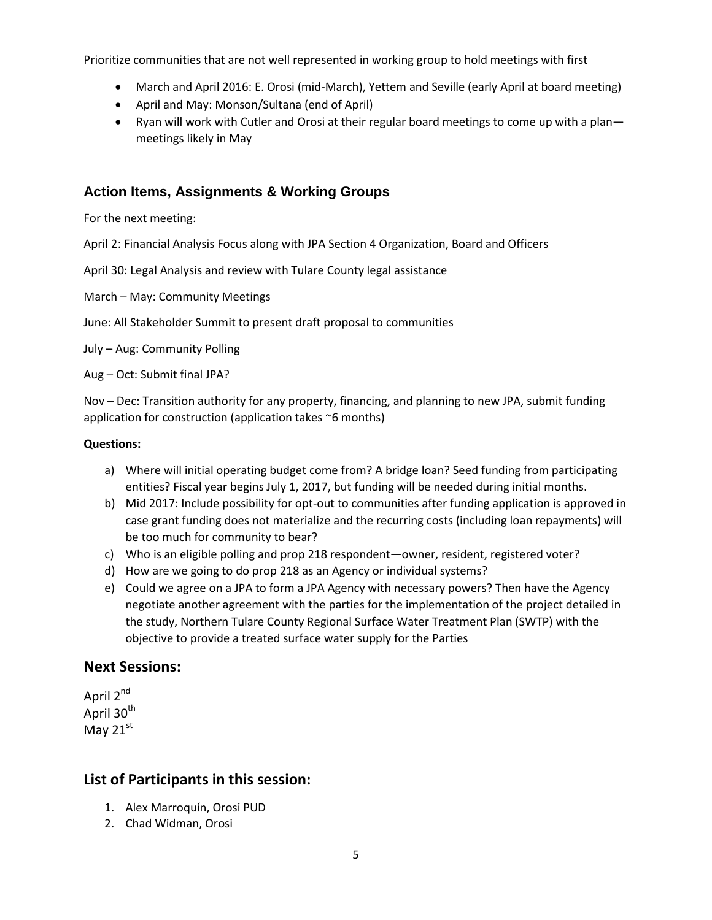Prioritize communities that are not well represented in working group to hold meetings with first

- March and April 2016: E. Orosi (mid-March), Yettem and Seville (early April at board meeting)
- April and May: Monson/Sultana (end of April)
- Ryan will work with Cutler and Orosi at their regular board meetings to come up with a plan—meetings likely in May

### Action Items, Assignments & Working Groups

For the next meeting:

April 2: Financial Analysis Focus along with JPA Section 4 Organization, Board and Officers

April 30: Legal Analysis and review with Tulare County legal assistance

March – May: Community Meetings

June: All Stakeholder Summit to present draft proposal to communities

July – Aug: Community Polling

Aug – Oct: Submit final JPA?

Nov – Dec: Transition authority for any property, financing, and planning to new JPA, submit funding application for construction (application takes ~6 months)

**Questions:**

a) Where will initial operating budget come from? A bridge loan? Seed funding from participating entities? Fiscal year begins July 1, 2017, but funding will be needed during initial months.
b) Mid 2017: Include possibility for opt-out to communities after funding application is approved in case grant funding does not materialize and the recurring costs (including loan repayments) will be too much for community to bear?
c) Who is an eligible polling and prop 218 respondent—owner, resident, registered voter?
d) How are we going to do prop 218 as an Agency or individual systems?
e) Could we agree on a JPA to form a JPA Agency with necessary powers? Then have the Agency negotiate another agreement with the parties for the implementation of the project detailed in the study, Northern Tulare County Regional Surface Water Treatment Plan (SWTP) with the objective to provide a treated surface water supply for the Parties

## Next Sessions:

April 2nd
April 30th
May 21st

## List of Participants in this session:

1. Alex Marroquín, Orosi PUD
2. Chad Widman, Orosi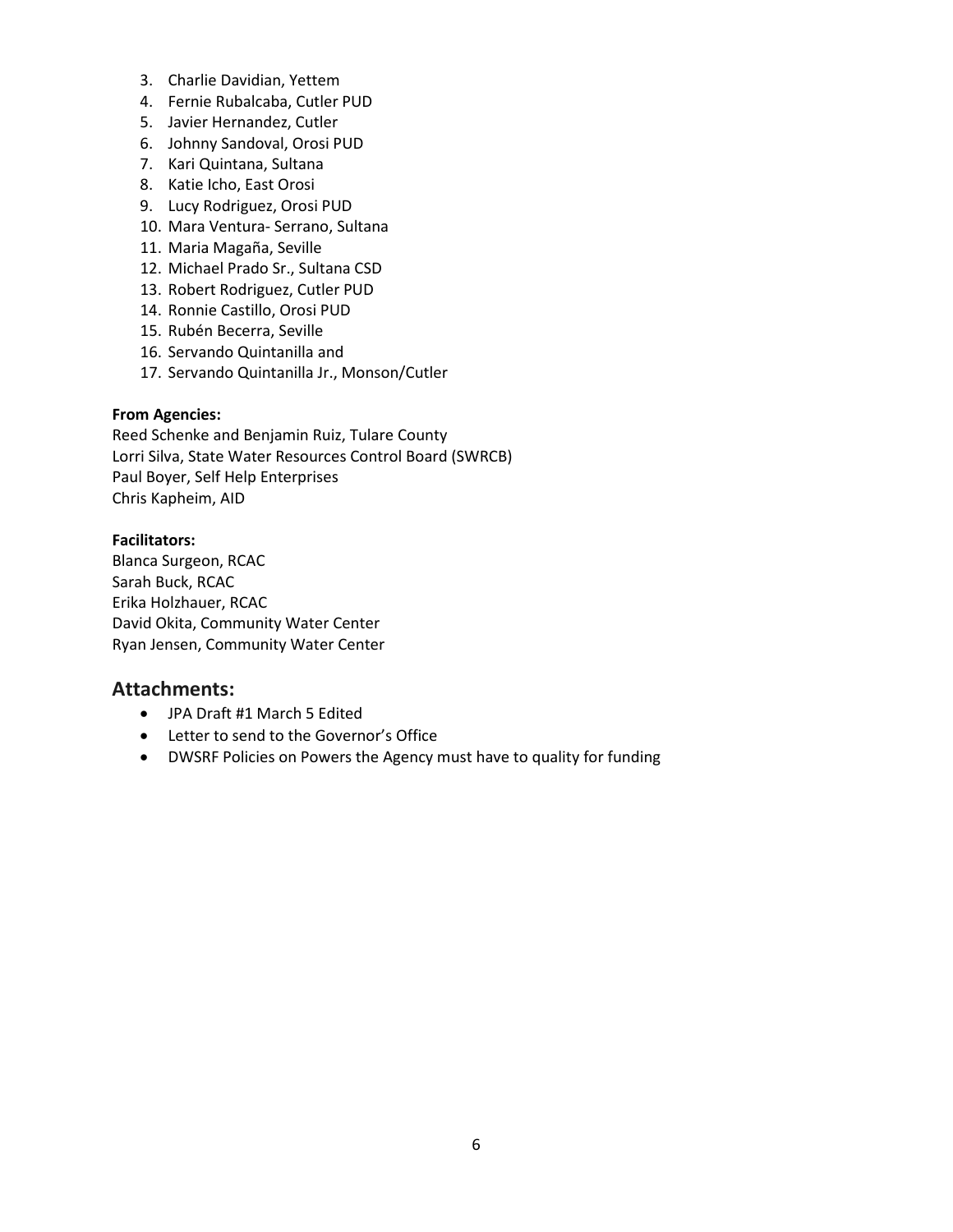3. Charlie Davidian, Yettem
4. Fernie Rubalcaba, Cutler PUD
5. Javier Hernandez, Cutler
6. Johnny Sandoval, Orosi PUD
7. Kari Quintana, Sultana
8. Katie Icho, East Orosi
9. Lucy Rodriguez, Orosi PUD
10. Mara Ventura- Serrano, Sultana
11. Maria Magaña, Seville
12. Michael Prado Sr., Sultana CSD
13. Robert Rodriguez, Cutler PUD
14. Ronnie Castillo, Orosi PUD
15. Rubén Becerra, Seville
16. Servando Quintanilla and
17. Servando Quintanilla Jr., Monson/Cutler

**From Agencies:**
Reed Schenke and Benjamin Ruiz, Tulare County
Lorri Silva, State Water Resources Control Board (SWRCB)
Paul Boyer, Self Help Enterprises
Chris Kapheim, AID

**Facilitators:**
Blanca Surgeon, RCAC
Sarah Buck, RCAC
Erika Holzhauer, RCAC
David Okita, Community Water Center
Ryan Jensen, Community Water Center

## Attachments:

- JPA Draft #1 March 5 Edited
- Letter to send to the Governor's Office
- DWSRF Policies on Powers the Agency must have to quality for funding